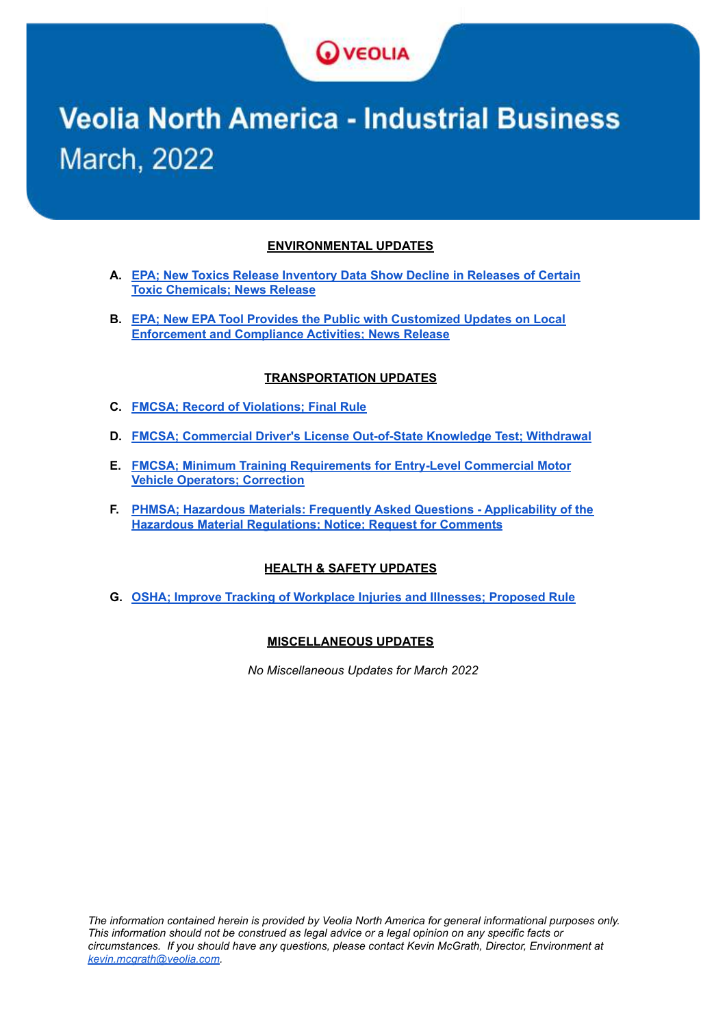VEOLIA

# Veolia North America - Industrial Business
## March, 2022

### ENVIRONMENTAL UPDATES

- **A.** **EPA; New Toxics Release Inventory Data Show Decline in Releases of Certain Toxic Chemicals; News Release**
- **B.** **EPA; New EPA Tool Provides the Public with Customized Updates on Local Enforcement and Compliance Activities; News Release**

### TRANSPORTATION UPDATES

- **C.** **FMCSA; Record of Violations; Final Rule**
- **D.** **FMCSA; Commercial Driver's License Out-of-State Knowledge Test; Withdrawal**
- **E.** **FMCSA; Minimum Training Requirements for Entry-Level Commercial Motor Vehicle Operators; Correction**
- **F.** **PHMSA; Hazardous Materials: Frequently Asked Questions - Applicability of the Hazardous Material Regulations; Notice; Request for Comments**

### HEALTH & SAFETY UPDATES

- **G.** **OSHA; Improve Tracking of Workplace Injuries and Illnesses; Proposed Rule**

### MISCELLANEOUS UPDATES

*No Miscellaneous Updates for March 2022*

*The information contained herein is provided by Veolia North America for general informational purposes only. This information should not be construed as legal advice or a legal opinion on any specific facts or circumstances. If you should have any questions, please contact Kevin McGrath, Director, Environment at kevin.mcgrath@veolia.com.*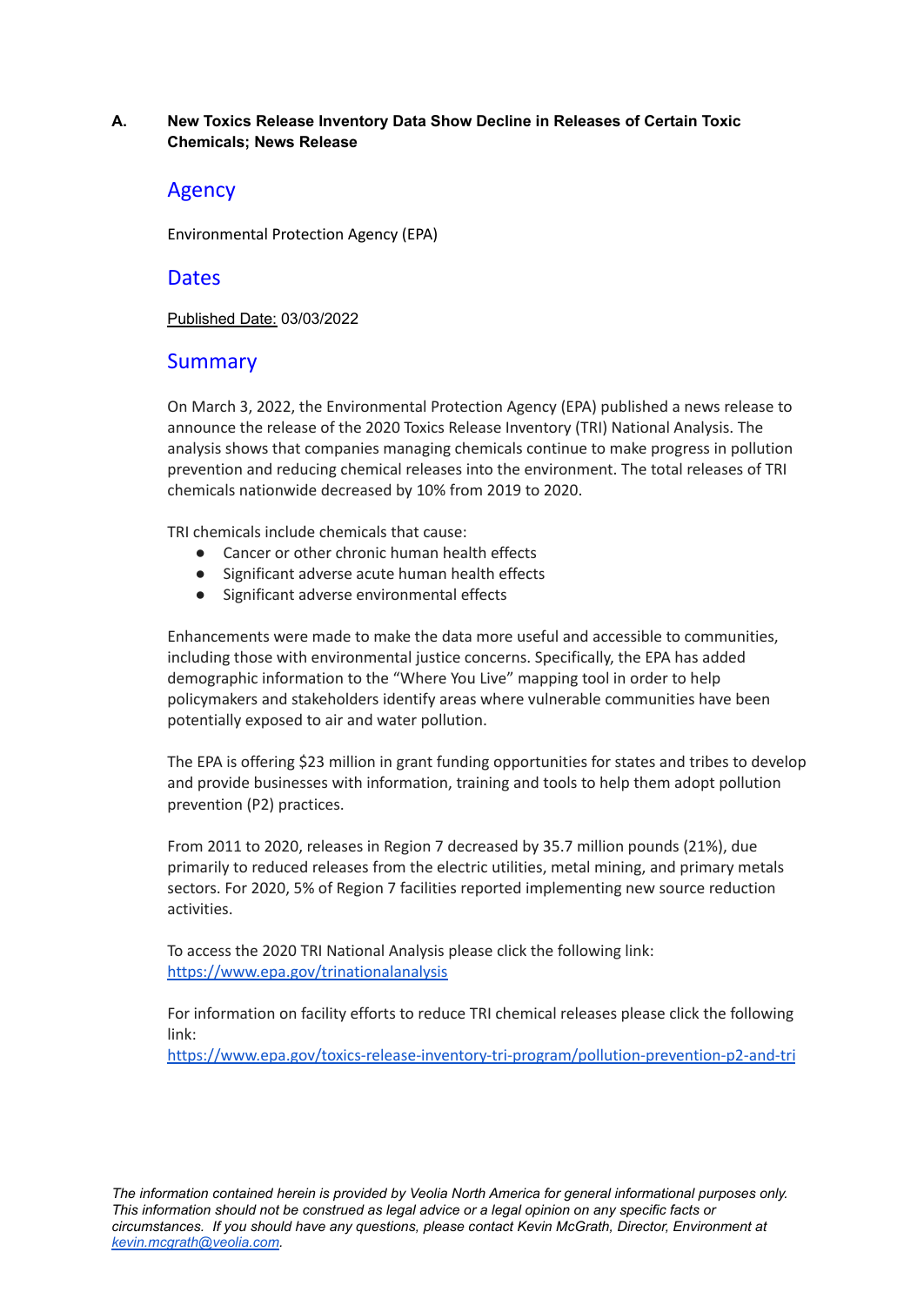**A. New Toxics Release Inventory Data Show Decline in Releases of Certain Toxic Chemicals; News Release**

## Agency

Environmental Protection Agency (EPA)

## Dates

Published Date: 03/03/2022

## Summary

On March 3, 2022, the Environmental Protection Agency (EPA) published a news release to announce the release of the 2020 Toxics Release Inventory (TRI) National Analysis. The analysis shows that companies managing chemicals continue to make progress in pollution prevention and reducing chemical releases into the environment. The total releases of TRI chemicals nationwide decreased by 10% from 2019 to 2020.

TRI chemicals include chemicals that cause:

- Cancer or other chronic human health effects
- Significant adverse acute human health effects
- Significant adverse environmental effects

Enhancements were made to make the data more useful and accessible to communities, including those with environmental justice concerns. Specifically, the EPA has added demographic information to the "Where You Live" mapping tool in order to help policymakers and stakeholders identify areas where vulnerable communities have been potentially exposed to air and water pollution.

The EPA is offering $23 million in grant funding opportunities for states and tribes to develop and provide businesses with information, training and tools to help them adopt pollution prevention (P2) practices.

From 2011 to 2020, releases in Region 7 decreased by 35.7 million pounds (21%), due primarily to reduced releases from the electric utilities, metal mining, and primary metals sectors. For 2020, 5% of Region 7 facilities reported implementing new source reduction activities.

To access the 2020 TRI National Analysis please click the following link:
https://www.epa.gov/trinationalanalysis

For information on facility efforts to reduce TRI chemical releases please click the following link:
https://www.epa.gov/toxics-release-inventory-tri-program/pollution-prevention-p2-and-tri

*The information contained herein is provided by Veolia North America for general informational purposes only. This information should not be construed as legal advice or a legal opinion on any specific facts or circumstances. If you should have any questions, please contact Kevin McGrath, Director, Environment at kevin.mcgrath@veolia.com.*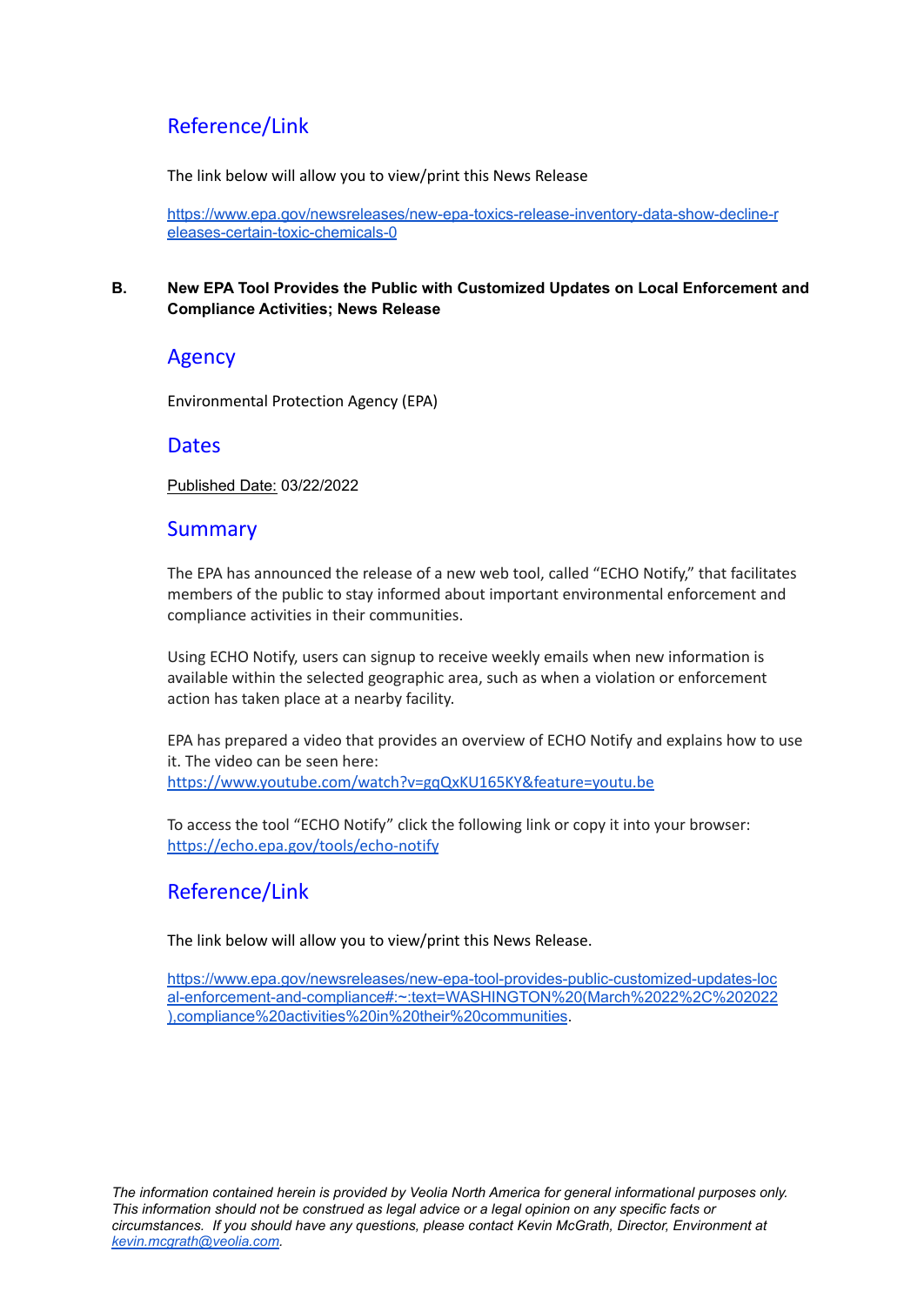## Reference/Link

The link below will allow you to view/print this News Release

https://www.epa.gov/newsreleases/new-epa-toxics-release-inventory-data-show-decline-releases-certain-toxic-chemicals-0

**B. New EPA Tool Provides the Public with Customized Updates on Local Enforcement and Compliance Activities; News Release**

## Agency

Environmental Protection Agency (EPA)

## Dates

Published Date: 03/22/2022

## Summary

The EPA has announced the release of a new web tool, called "ECHO Notify," that facilitates members of the public to stay informed about important environmental enforcement and compliance activities in their communities.

Using ECHO Notify, users can signup to receive weekly emails when new information is available within the selected geographic area, such as when a violation or enforcement action has taken place at a nearby facility.

EPA has prepared a video that provides an overview of ECHO Notify and explains how to use it. The video can be seen here: https://www.youtube.com/watch?v=gqQxKU165KY&feature=youtu.be

To access the tool "ECHO Notify" click the following link or copy it into your browser: https://echo.epa.gov/tools/echo-notify

## Reference/Link

The link below will allow you to view/print this News Release.

https://www.epa.gov/newsreleases/new-epa-tool-provides-public-customized-updates-local-enforcement-and-compliance#:~:text=WASHINGTON%20(March%2022%2C%202022),compliance%20activities%20in%20their%20communities.

*The information contained herein is provided by Veolia North America for general informational purposes only. This information should not be construed as legal advice or a legal opinion on any specific facts or circumstances. If you should have any questions, please contact Kevin McGrath, Director, Environment at kevin.mcgrath@veolia.com.*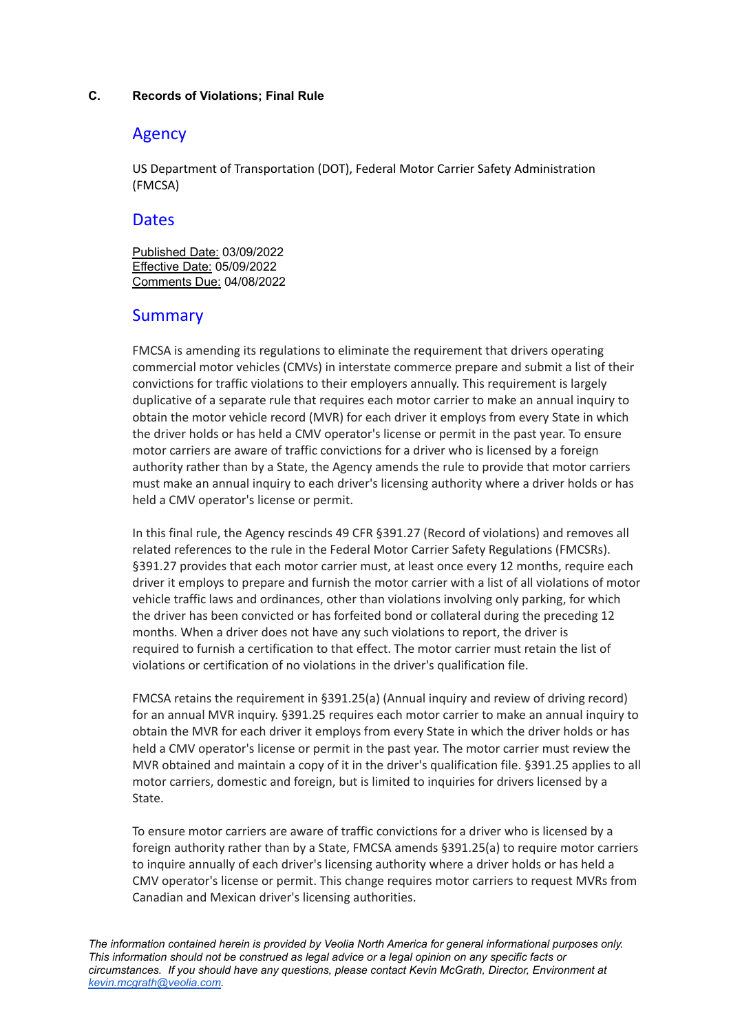**C. Records of Violations; Final Rule**

## Agency

US Department of Transportation (DOT), Federal Motor Carrier Safety Administration (FMCSA)

## Dates

Published Date: 03/09/2022
Effective Date: 05/09/2022
Comments Due: 04/08/2022

## Summary

FMCSA is amending its regulations to eliminate the requirement that drivers operating commercial motor vehicles (CMVs) in interstate commerce prepare and submit a list of their convictions for traffic violations to their employers annually. This requirement is largely duplicative of a separate rule that requires each motor carrier to make an annual inquiry to obtain the motor vehicle record (MVR) for each driver it employs from every State in which the driver holds or has held a CMV operator's license or permit in the past year. To ensure motor carriers are aware of traffic convictions for a driver who is licensed by a foreign authority rather than by a State, the Agency amends the rule to provide that motor carriers must make an annual inquiry to each driver's licensing authority where a driver holds or has held a CMV operator's license or permit.

In this final rule, the Agency rescinds 49 CFR §391.27 (Record of violations) and removes all related references to the rule in the Federal Motor Carrier Safety Regulations (FMCSRs). §391.27 provides that each motor carrier must, at least once every 12 months, require each driver it employs to prepare and furnish the motor carrier with a list of all violations of motor vehicle traffic laws and ordinances, other than violations involving only parking, for which the driver has been convicted or has forfeited bond or collateral during the preceding 12 months. When a driver does not have any such violations to report, the driver is required to furnish a certification to that effect. The motor carrier must retain the list of violations or certification of no violations in the driver's qualification file.

FMCSA retains the requirement in §391.25(a) (Annual inquiry and review of driving record) for an annual MVR inquiry. §391.25 requires each motor carrier to make an annual inquiry to obtain the MVR for each driver it employs from every State in which the driver holds or has held a CMV operator's license or permit in the past year. The motor carrier must review the MVR obtained and maintain a copy of it in the driver's qualification file. §391.25 applies to all motor carriers, domestic and foreign, but is limited to inquiries for drivers licensed by a State.

To ensure motor carriers are aware of traffic convictions for a driver who is licensed by a foreign authority rather than by a State, FMCSA amends §391.25(a) to require motor carriers to inquire annually of each driver's licensing authority where a driver holds or has held a CMV operator's license or permit. This change requires motor carriers to request MVRs from Canadian and Mexican driver's licensing authorities.

*The information contained herein is provided by Veolia North America for general informational purposes only. This information should not be construed as legal advice or a legal opinion on any specific facts or circumstances. If you should have any questions, please contact Kevin McGrath, Director, Environment at kevin.mcgrath@veolia.com.*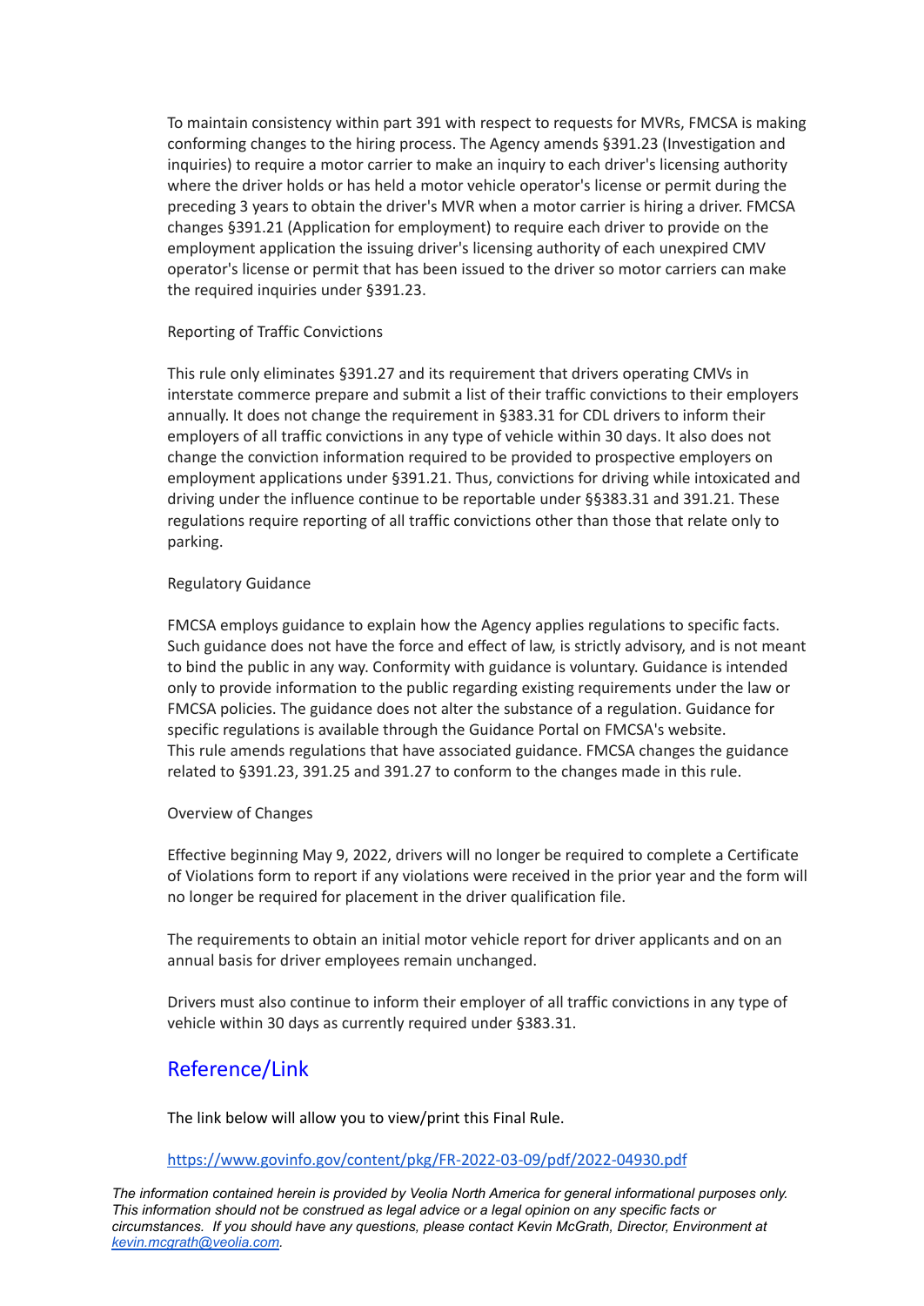To maintain consistency within part 391 with respect to requests for MVRs, FMCSA is making conforming changes to the hiring process. The Agency amends §391.23 (Investigation and inquiries) to require a motor carrier to make an inquiry to each driver's licensing authority where the driver holds or has held a motor vehicle operator's license or permit during the preceding 3 years to obtain the driver's MVR when a motor carrier is hiring a driver. FMCSA changes §391.21 (Application for employment) to require each driver to provide on the employment application the issuing driver's licensing authority of each unexpired CMV operator's license or permit that has been issued to the driver so motor carriers can make the required inquiries under §391.23.

### Reporting of Traffic Convictions

This rule only eliminates §391.27 and its requirement that drivers operating CMVs in interstate commerce prepare and submit a list of their traffic convictions to their employers annually. It does not change the requirement in §383.31 for CDL drivers to inform their employers of all traffic convictions in any type of vehicle within 30 days. It also does not change the conviction information required to be provided to prospective employers on employment applications under §391.21. Thus, convictions for driving while intoxicated and driving under the influence continue to be reportable under §§383.31 and 391.21. These regulations require reporting of all traffic convictions other than those that relate only to parking.

### Regulatory Guidance

FMCSA employs guidance to explain how the Agency applies regulations to specific facts. Such guidance does not have the force and effect of law, is strictly advisory, and is not meant to bind the public in any way. Conformity with guidance is voluntary. Guidance is intended only to provide information to the public regarding existing requirements under the law or FMCSA policies. The guidance does not alter the substance of a regulation. Guidance for specific regulations is available through the Guidance Portal on FMCSA's website.
This rule amends regulations that have associated guidance. FMCSA changes the guidance related to §391.23, 391.25 and 391.27 to conform to the changes made in this rule.

### Overview of Changes

Effective beginning May 9, 2022, drivers will no longer be required to complete a Certificate of Violations form to report if any violations were received in the prior year and the form will no longer be required for placement in the driver qualification file.

The requirements to obtain an initial motor vehicle report for driver applicants and on an annual basis for driver employees remain unchanged.

Drivers must also continue to inform their employer of all traffic convictions in any type of vehicle within 30 days as currently required under §383.31.

## Reference/Link

The link below will allow you to view/print this Final Rule.

https://www.govinfo.gov/content/pkg/FR-2022-03-09/pdf/2022-04930.pdf

*The information contained herein is provided by Veolia North America for general informational purposes only. This information should not be construed as legal advice or a legal opinion on any specific facts or circumstances. If you should have any questions, please contact Kevin McGrath, Director, Environment at kevin.mcgrath@veolia.com.*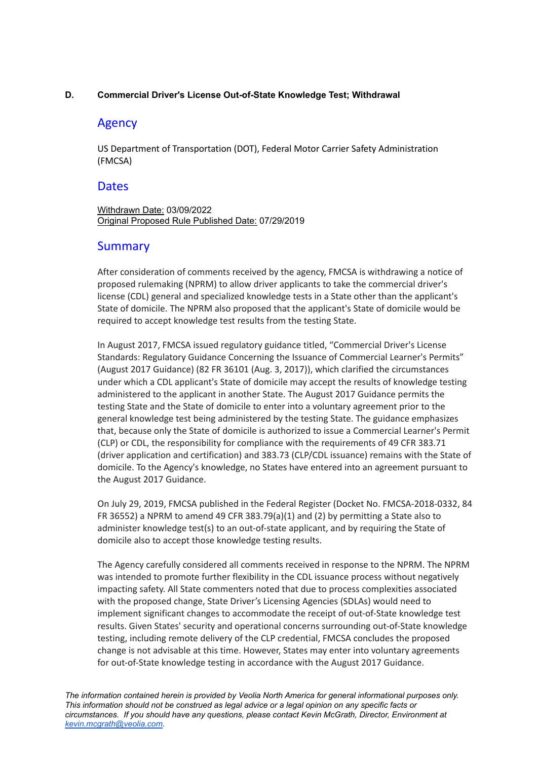**D. Commercial Driver's License Out-of-State Knowledge Test; Withdrawal**

## Agency

US Department of Transportation (DOT), Federal Motor Carrier Safety Administration (FMCSA)

## Dates

Withdrawn Date: 03/09/2022
Original Proposed Rule Published Date: 07/29/2019

## Summary

After consideration of comments received by the agency, FMCSA is withdrawing a notice of proposed rulemaking (NPRM) to allow driver applicants to take the commercial driver's license (CDL) general and specialized knowledge tests in a State other than the applicant's State of domicile. The NPRM also proposed that the applicant's State of domicile would be required to accept knowledge test results from the testing State.

In August 2017, FMCSA issued regulatory guidance titled, "Commercial Driver's License Standards: Regulatory Guidance Concerning the Issuance of Commercial Learner's Permits" (August 2017 Guidance) (82 FR 36101 (Aug. 3, 2017)), which clarified the circumstances under which a CDL applicant's State of domicile may accept the results of knowledge testing administered to the applicant in another State. The August 2017 Guidance permits the testing State and the State of domicile to enter into a voluntary agreement prior to the general knowledge test being administered by the testing State. The guidance emphasizes that, because only the State of domicile is authorized to issue a Commercial Learner's Permit (CLP) or CDL, the responsibility for compliance with the requirements of 49 CFR 383.71 (driver application and certification) and 383.73 (CLP/CDL issuance) remains with the State of domicile. To the Agency's knowledge, no States have entered into an agreement pursuant to the August 2017 Guidance.

On July 29, 2019, FMCSA published in the Federal Register (Docket No. FMCSA-2018-0332, 84 FR 36552) a NPRM to amend 49 CFR 383.79(a)(1) and (2) by permitting a State also to administer knowledge test(s) to an out-of-state applicant, and by requiring the State of domicile also to accept those knowledge testing results.

The Agency carefully considered all comments received in response to the NPRM. The NPRM was intended to promote further flexibility in the CDL issuance process without negatively impacting safety. All State commenters noted that due to process complexities associated with the proposed change, State Driver's Licensing Agencies (SDLAs) would need to implement significant changes to accommodate the receipt of out-of-State knowledge test results. Given States' security and operational concerns surrounding out-of-State knowledge testing, including remote delivery of the CLP credential, FMCSA concludes the proposed change is not advisable at this time. However, States may enter into voluntary agreements for out-of-State knowledge testing in accordance with the August 2017 Guidance.

*The information contained herein is provided by Veolia North America for general informational purposes only. This information should not be construed as legal advice or a legal opinion on any specific facts or circumstances. If you should have any questions, please contact Kevin McGrath, Director, Environment at kevin.mcgrath@veolia.com.*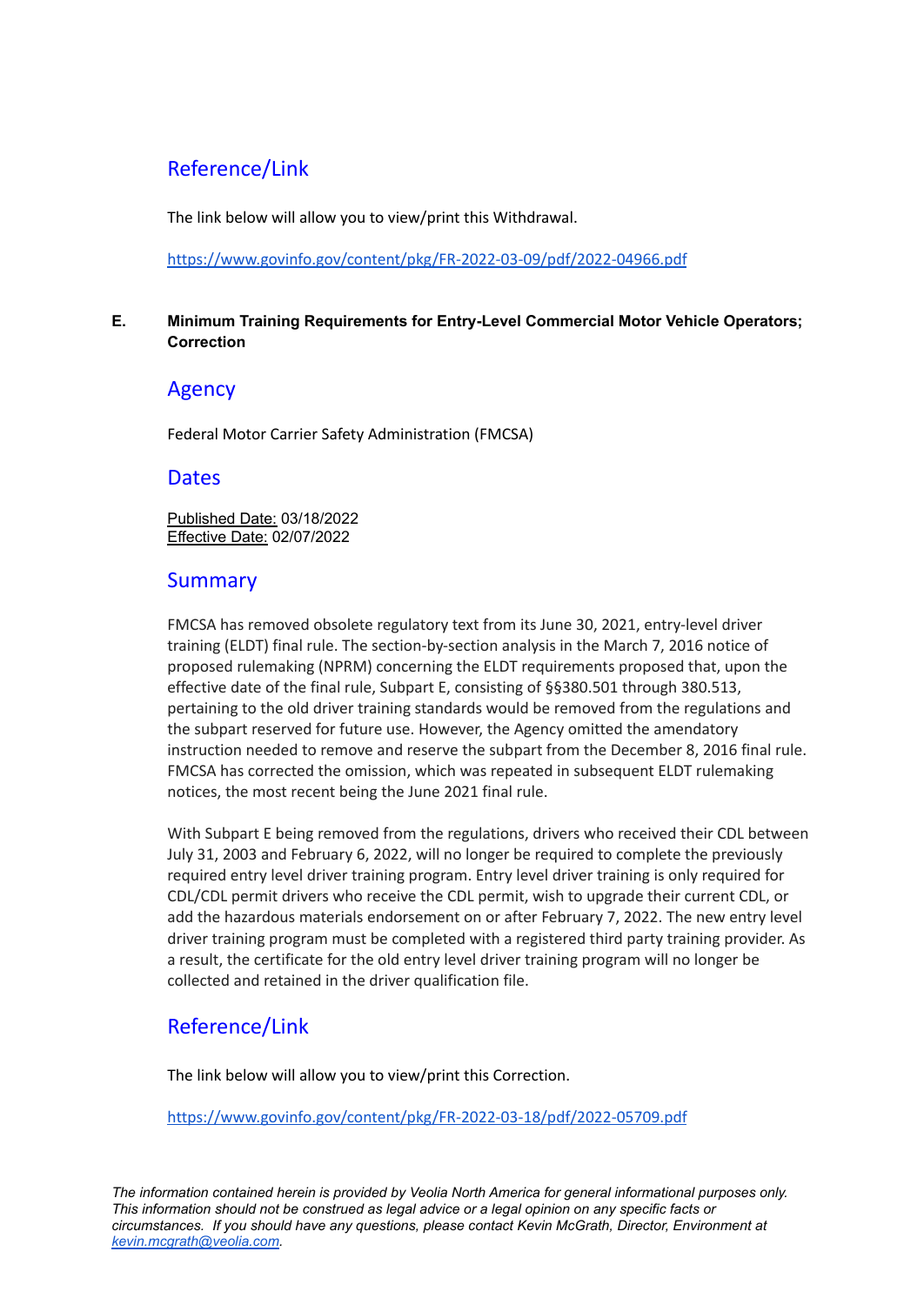## Reference/Link

The link below will allow you to view/print this Withdrawal.

https://www.govinfo.gov/content/pkg/FR-2022-03-09/pdf/2022-04966.pdf

### E. Minimum Training Requirements for Entry-Level Commercial Motor Vehicle Operators; Correction

## Agency

Federal Motor Carrier Safety Administration (FMCSA)

## Dates

Published Date: 03/18/2022
Effective Date: 02/07/2022

## Summary

FMCSA has removed obsolete regulatory text from its June 30, 2021, entry-level driver training (ELDT) final rule. The section-by-section analysis in the March 7, 2016 notice of proposed rulemaking (NPRM) concerning the ELDT requirements proposed that, upon the effective date of the final rule, Subpart E, consisting of §§380.501 through 380.513, pertaining to the old driver training standards would be removed from the regulations and the subpart reserved for future use. However, the Agency omitted the amendatory instruction needed to remove and reserve the subpart from the December 8, 2016 final rule. FMCSA has corrected the omission, which was repeated in subsequent ELDT rulemaking notices, the most recent being the June 2021 final rule.

With Subpart E being removed from the regulations, drivers who received their CDL between July 31, 2003 and February 6, 2022, will no longer be required to complete the previously required entry level driver training program. Entry level driver training is only required for CDL/CDL permit drivers who receive the CDL permit, wish to upgrade their current CDL, or add the hazardous materials endorsement on or after February 7, 2022. The new entry level driver training program must be completed with a registered third party training provider. As a result, the certificate for the old entry level driver training program will no longer be collected and retained in the driver qualification file.

## Reference/Link

The link below will allow you to view/print this Correction.

https://www.govinfo.gov/content/pkg/FR-2022-03-18/pdf/2022-05709.pdf

*The information contained herein is provided by Veolia North America for general informational purposes only. This information should not be construed as legal advice or a legal opinion on any specific facts or circumstances. If you should have any questions, please contact Kevin McGrath, Director, Environment at kevin.mcgrath@veolia.com.*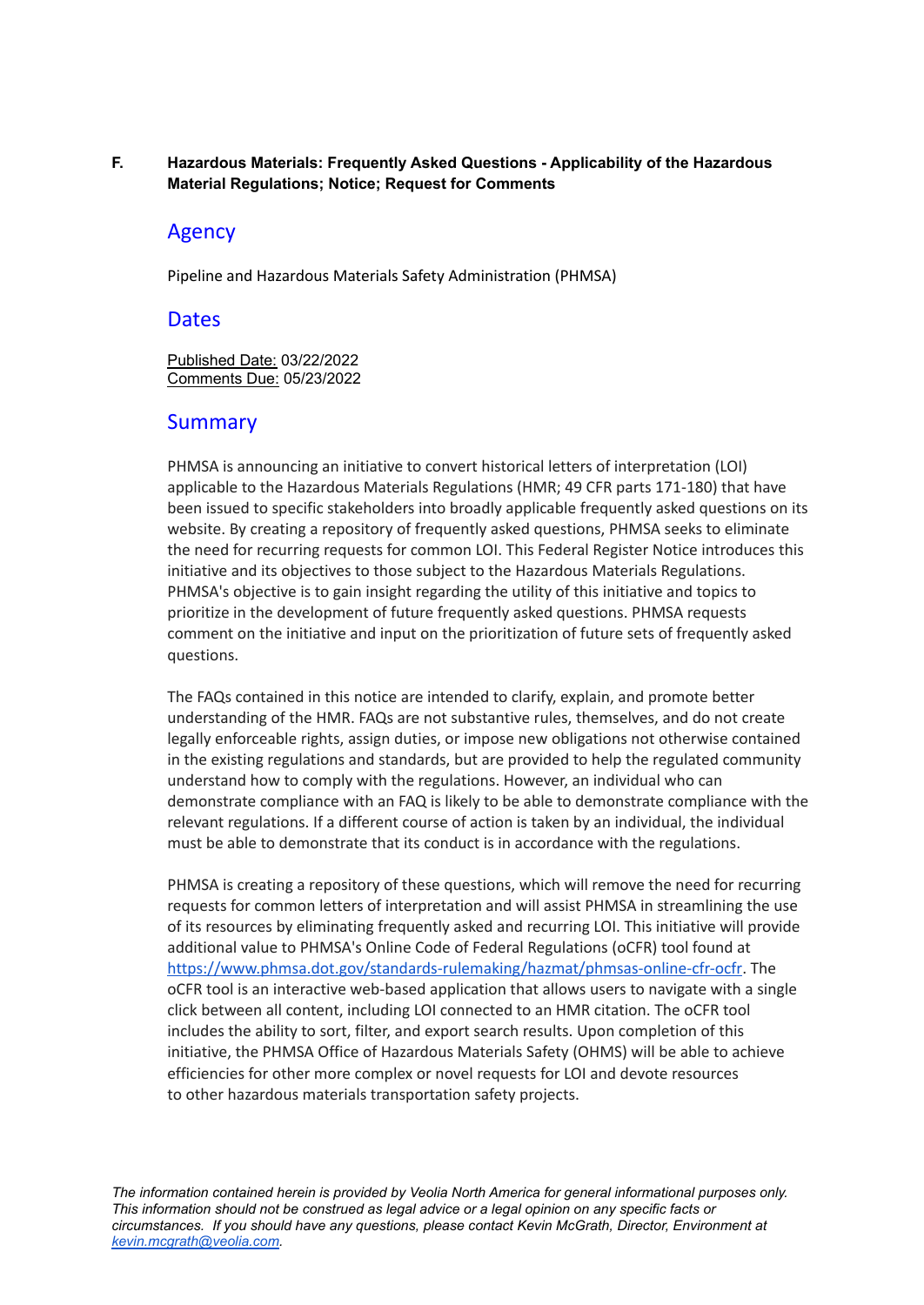**F. Hazardous Materials: Frequently Asked Questions - Applicability of the Hazardous Material Regulations; Notice; Request for Comments**

## Agency

Pipeline and Hazardous Materials Safety Administration (PHMSA)

## Dates

Published Date: 03/22/2022
Comments Due: 05/23/2022

## Summary

PHMSA is announcing an initiative to convert historical letters of interpretation (LOI) applicable to the Hazardous Materials Regulations (HMR; 49 CFR parts 171-180) that have been issued to specific stakeholders into broadly applicable frequently asked questions on its website. By creating a repository of frequently asked questions, PHMSA seeks to eliminate the need for recurring requests for common LOI. This Federal Register Notice introduces this initiative and its objectives to those subject to the Hazardous Materials Regulations. PHMSA's objective is to gain insight regarding the utility of this initiative and topics to prioritize in the development of future frequently asked questions. PHMSA requests comment on the initiative and input on the prioritization of future sets of frequently asked questions.

The FAQs contained in this notice are intended to clarify, explain, and promote better understanding of the HMR. FAQs are not substantive rules, themselves, and do not create legally enforceable rights, assign duties, or impose new obligations not otherwise contained in the existing regulations and standards, but are provided to help the regulated community understand how to comply with the regulations. However, an individual who can demonstrate compliance with an FAQ is likely to be able to demonstrate compliance with the relevant regulations. If a different course of action is taken by an individual, the individual must be able to demonstrate that its conduct is in accordance with the regulations.

PHMSA is creating a repository of these questions, which will remove the need for recurring requests for common letters of interpretation and will assist PHMSA in streamlining the use of its resources by eliminating frequently asked and recurring LOI. This initiative will provide additional value to PHMSA's Online Code of Federal Regulations (oCFR) tool found at https://www.phmsa.dot.gov/standards-rulemaking/hazmat/phmsas-online-cfr-ocfr. The oCFR tool is an interactive web-based application that allows users to navigate with a single click between all content, including LOI connected to an HMR citation. The oCFR tool includes the ability to sort, filter, and export search results. Upon completion of this initiative, the PHMSA Office of Hazardous Materials Safety (OHMS) will be able to achieve efficiencies for other more complex or novel requests for LOI and devote resources to other hazardous materials transportation safety projects.

*The information contained herein is provided by Veolia North America for general informational purposes only. This information should not be construed as legal advice or a legal opinion on any specific facts or circumstances. If you should have any questions, please contact Kevin McGrath, Director, Environment at kevin.mcgrath@veolia.com.*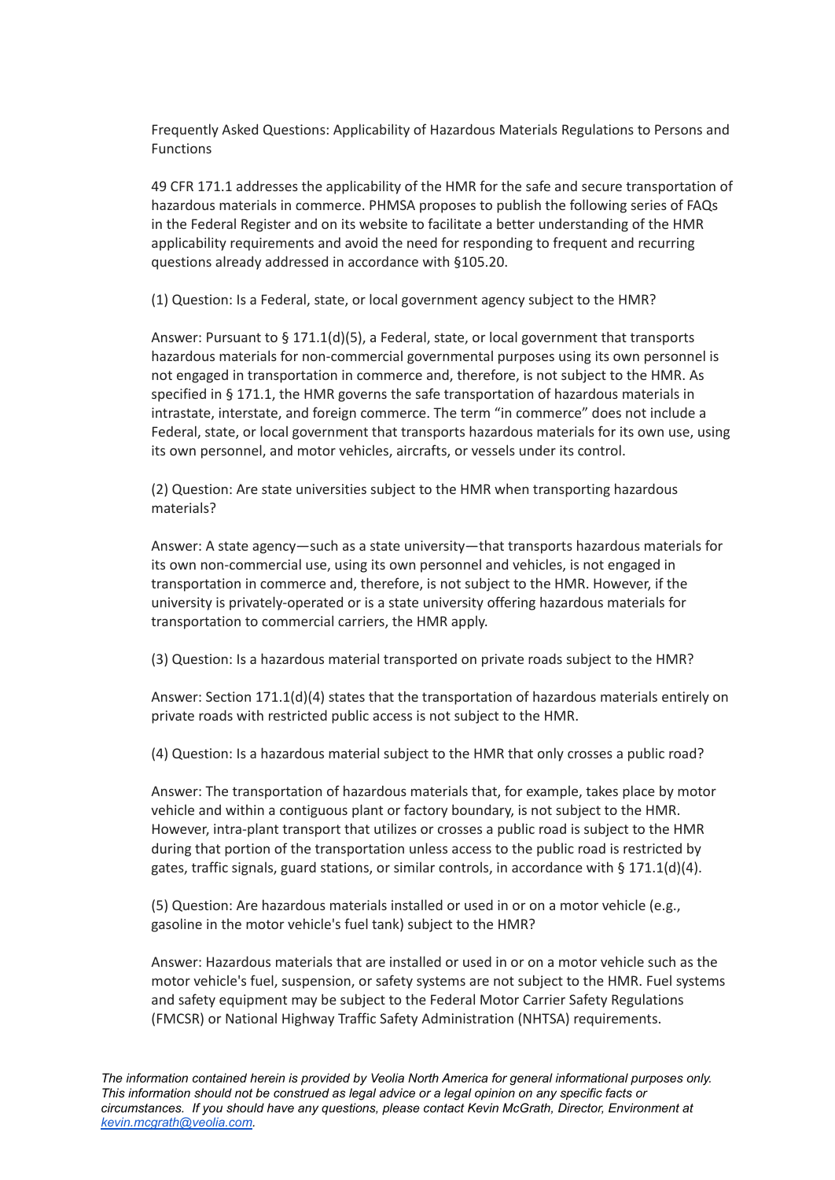Frequently Asked Questions: Applicability of Hazardous Materials Regulations to Persons and Functions

49 CFR 171.1 addresses the applicability of the HMR for the safe and secure transportation of hazardous materials in commerce. PHMSA proposes to publish the following series of FAQs in the Federal Register and on its website to facilitate a better understanding of the HMR applicability requirements and avoid the need for responding to frequent and recurring questions already addressed in accordance with §105.20.

(1) Question: Is a Federal, state, or local government agency subject to the HMR?

Answer: Pursuant to § 171.1(d)(5), a Federal, state, or local government that transports hazardous materials for non-commercial governmental purposes using its own personnel is not engaged in transportation in commerce and, therefore, is not subject to the HMR. As specified in § 171.1, the HMR governs the safe transportation of hazardous materials in intrastate, interstate, and foreign commerce. The term "in commerce" does not include a Federal, state, or local government that transports hazardous materials for its own use, using its own personnel, and motor vehicles, aircrafts, or vessels under its control.

(2) Question: Are state universities subject to the HMR when transporting hazardous materials?

Answer: A state agency—such as a state university—that transports hazardous materials for its own non-commercial use, using its own personnel and vehicles, is not engaged in transportation in commerce and, therefore, is not subject to the HMR. However, if the university is privately-operated or is a state university offering hazardous materials for transportation to commercial carriers, the HMR apply.

(3) Question: Is a hazardous material transported on private roads subject to the HMR?

Answer: Section 171.1(d)(4) states that the transportation of hazardous materials entirely on private roads with restricted public access is not subject to the HMR.

(4) Question: Is a hazardous material subject to the HMR that only crosses a public road?

Answer: The transportation of hazardous materials that, for example, takes place by motor vehicle and within a contiguous plant or factory boundary, is not subject to the HMR. However, intra-plant transport that utilizes or crosses a public road is subject to the HMR during that portion of the transportation unless access to the public road is restricted by gates, traffic signals, guard stations, or similar controls, in accordance with § 171.1(d)(4).

(5) Question: Are hazardous materials installed or used in or on a motor vehicle (e.g., gasoline in the motor vehicle's fuel tank) subject to the HMR?

Answer: Hazardous materials that are installed or used in or on a motor vehicle such as the motor vehicle's fuel, suspension, or safety systems are not subject to the HMR. Fuel systems and safety equipment may be subject to the Federal Motor Carrier Safety Regulations (FMCSR) or National Highway Traffic Safety Administration (NHTSA) requirements.

*The information contained herein is provided by Veolia North America for general informational purposes only. This information should not be construed as legal advice or a legal opinion on any specific facts or circumstances. If you should have any questions, please contact Kevin McGrath, Director, Environment at kevin.mcgrath@veolia.com.*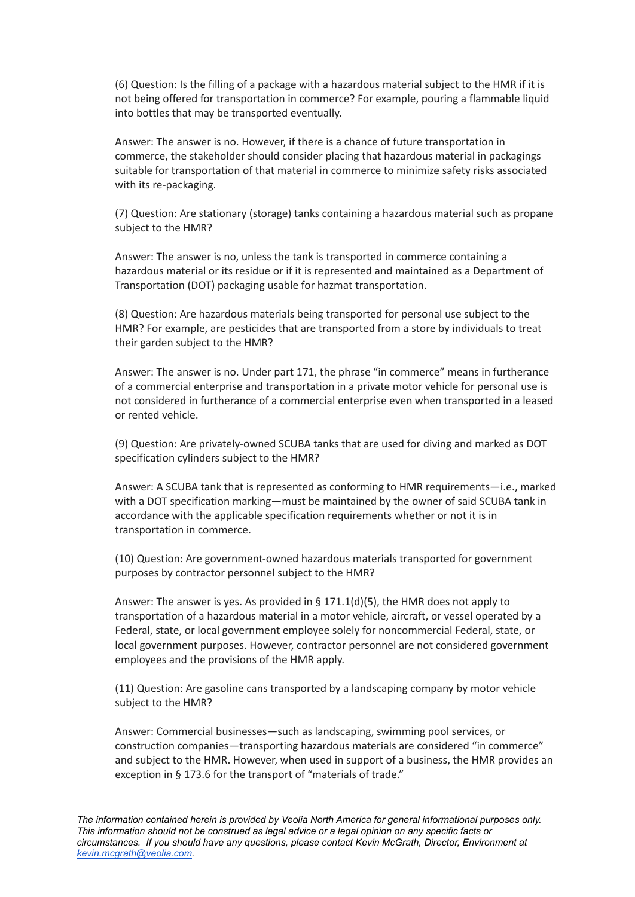(6) Question: Is the filling of a package with a hazardous material subject to the HMR if it is not being offered for transportation in commerce? For example, pouring a flammable liquid into bottles that may be transported eventually.

Answer: The answer is no. However, if there is a chance of future transportation in commerce, the stakeholder should consider placing that hazardous material in packagings suitable for transportation of that material in commerce to minimize safety risks associated with its re-packaging.

(7) Question: Are stationary (storage) tanks containing a hazardous material such as propane subject to the HMR?

Answer: The answer is no, unless the tank is transported in commerce containing a hazardous material or its residue or if it is represented and maintained as a Department of Transportation (DOT) packaging usable for hazmat transportation.

(8) Question: Are hazardous materials being transported for personal use subject to the HMR? For example, are pesticides that are transported from a store by individuals to treat their garden subject to the HMR?

Answer: The answer is no. Under part 171, the phrase "in commerce" means in furtherance of a commercial enterprise and transportation in a private motor vehicle for personal use is not considered in furtherance of a commercial enterprise even when transported in a leased or rented vehicle.

(9) Question: Are privately-owned SCUBA tanks that are used for diving and marked as DOT specification cylinders subject to the HMR?

Answer: A SCUBA tank that is represented as conforming to HMR requirements—i.e., marked with a DOT specification marking—must be maintained by the owner of said SCUBA tank in accordance with the applicable specification requirements whether or not it is in transportation in commerce.

(10) Question: Are government-owned hazardous materials transported for government purposes by contractor personnel subject to the HMR?

Answer: The answer is yes. As provided in § 171.1(d)(5), the HMR does not apply to transportation of a hazardous material in a motor vehicle, aircraft, or vessel operated by a Federal, state, or local government employee solely for noncommercial Federal, state, or local government purposes. However, contractor personnel are not considered government employees and the provisions of the HMR apply.

(11) Question: Are gasoline cans transported by a landscaping company by motor vehicle subject to the HMR?

Answer: Commercial businesses—such as landscaping, swimming pool services, or construction companies—transporting hazardous materials are considered "in commerce" and subject to the HMR. However, when used in support of a business, the HMR provides an exception in § 173.6 for the transport of "materials of trade."

*The information contained herein is provided by Veolia North America for general informational purposes only. This information should not be construed as legal advice or a legal opinion on any specific facts or circumstances. If you should have any questions, please contact Kevin McGrath, Director, Environment at kevin.mcgrath@veolia.com.*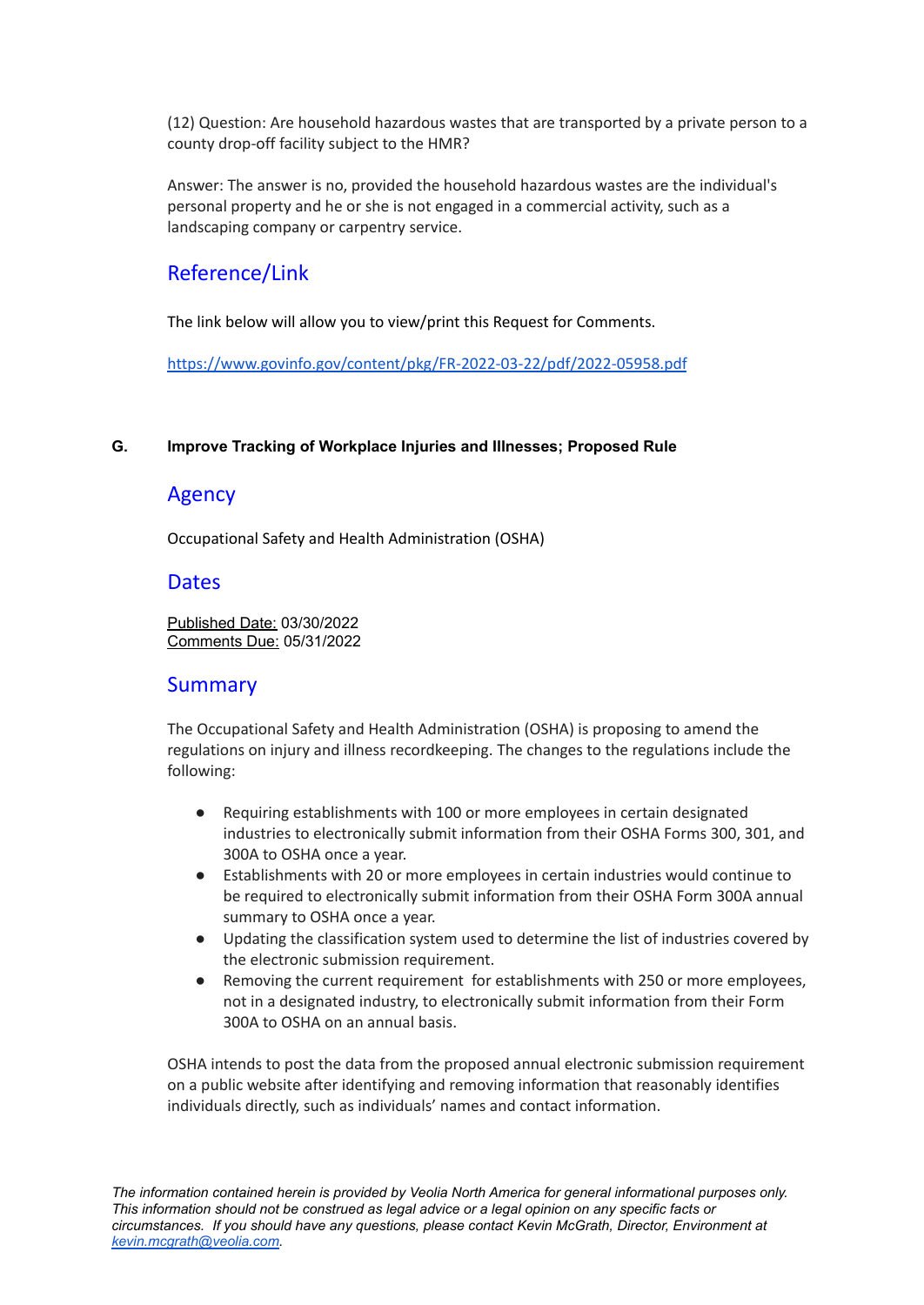(12) Question: Are household hazardous wastes that are transported by a private person to a county drop-off facility subject to the HMR?

Answer: The answer is no, provided the household hazardous wastes are the individual's personal property and he or she is not engaged in a commercial activity, such as a landscaping company or carpentry service.

## Reference/Link

The link below will allow you to view/print this Request for Comments.

https://www.govinfo.gov/content/pkg/FR-2022-03-22/pdf/2022-05958.pdf

### G. Improve Tracking of Workplace Injuries and Illnesses; Proposed Rule

## Agency

Occupational Safety and Health Administration (OSHA)

## Dates

Published Date: 03/30/2022
Comments Due: 05/31/2022

## Summary

The Occupational Safety and Health Administration (OSHA) is proposing to amend the regulations on injury and illness recordkeeping. The changes to the regulations include the following:

- Requiring establishments with 100 or more employees in certain designated industries to electronically submit information from their OSHA Forms 300, 301, and 300A to OSHA once a year.
- Establishments with 20 or more employees in certain industries would continue to be required to electronically submit information from their OSHA Form 300A annual summary to OSHA once a year.
- Updating the classification system used to determine the list of industries covered by the electronic submission requirement.
- Removing the current requirement for establishments with 250 or more employees, not in a designated industry, to electronically submit information from their Form 300A to OSHA on an annual basis.

OSHA intends to post the data from the proposed annual electronic submission requirement on a public website after identifying and removing information that reasonably identifies individuals directly, such as individuals' names and contact information.

*The information contained herein is provided by Veolia North America for general informational purposes only. This information should not be construed as legal advice or a legal opinion on any specific facts or circumstances. If you should have any questions, please contact Kevin McGrath, Director, Environment at kevin.mcgrath@veolia.com.*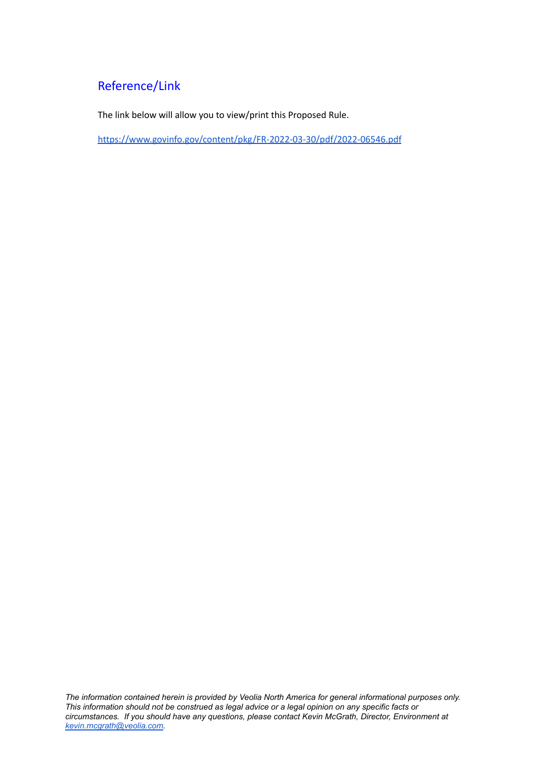## Reference/Link

The link below will allow you to view/print this Proposed Rule.

https://www.govinfo.gov/content/pkg/FR-2022-03-30/pdf/2022-06546.pdf

*The information contained herein is provided by Veolia North America for general informational purposes only. This information should not be construed as legal advice or a legal opinion on any specific facts or circumstances. If you should have any questions, please contact Kevin McGrath, Director, Environment at kevin.mcgrath@veolia.com.*